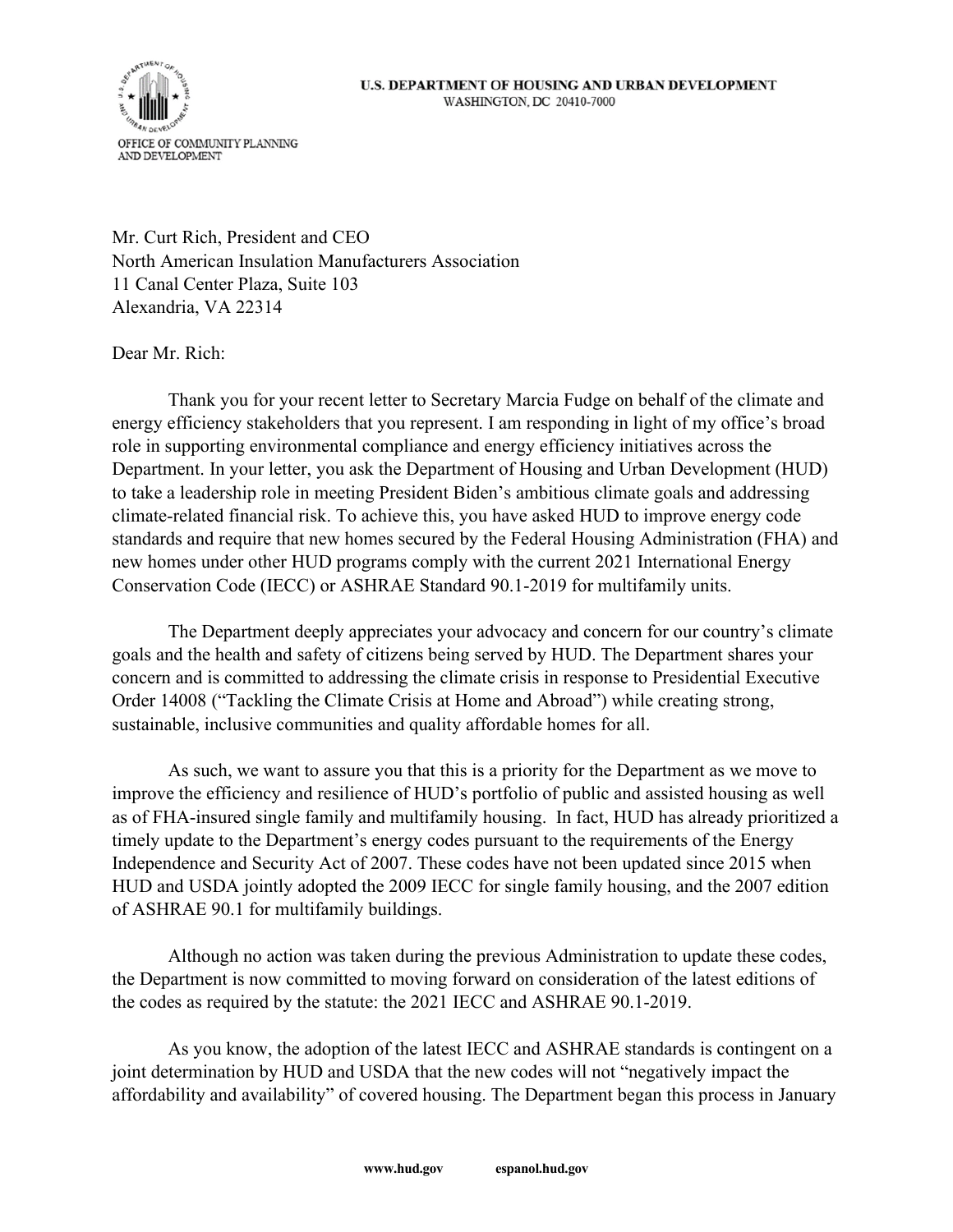U.S. DEPARTMENT OF HOUSING AND URBAN DEVELOPMENT
WASHINGTON, DC 20410-7000

OFFICE OF COMMUNITY PLANNING AND DEVELOPMENT

Mr. Curt Rich, President and CEO
North American Insulation Manufacturers Association
11 Canal Center Plaza, Suite 103
Alexandria, VA 22314

Dear Mr. Rich:

Thank you for your recent letter to Secretary Marcia Fudge on behalf of the climate and energy efficiency stakeholders that you represent. I am responding in light of my office's broad role in supporting environmental compliance and energy efficiency initiatives across the Department. In your letter, you ask the Department of Housing and Urban Development (HUD) to take a leadership role in meeting President Biden's ambitious climate goals and addressing climate-related financial risk. To achieve this, you have asked HUD to improve energy code standards and require that new homes secured by the Federal Housing Administration (FHA) and new homes under other HUD programs comply with the current 2021 International Energy Conservation Code (IECC) or ASHRAE Standard 90.1-2019 for multifamily units.

The Department deeply appreciates your advocacy and concern for our country's climate goals and the health and safety of citizens being served by HUD. The Department shares your concern and is committed to addressing the climate crisis in response to Presidential Executive Order 14008 ("Tackling the Climate Crisis at Home and Abroad") while creating strong, sustainable, inclusive communities and quality affordable homes for all.

As such, we want to assure you that this is a priority for the Department as we move to improve the efficiency and resilience of HUD's portfolio of public and assisted housing as well as of FHA-insured single family and multifamily housing. In fact, HUD has already prioritized a timely update to the Department's energy codes pursuant to the requirements of the Energy Independence and Security Act of 2007. These codes have not been updated since 2015 when HUD and USDA jointly adopted the 2009 IECC for single family housing, and the 2007 edition of ASHRAE 90.1 for multifamily buildings.

Although no action was taken during the previous Administration to update these codes, the Department is now committed to moving forward on consideration of the latest editions of the codes as required by the statute: the 2021 IECC and ASHRAE 90.1-2019.

As you know, the adoption of the latest IECC and ASHRAE standards is contingent on a joint determination by HUD and USDA that the new codes will not "negatively impact the affordability and availability" of covered housing. The Department began this process in January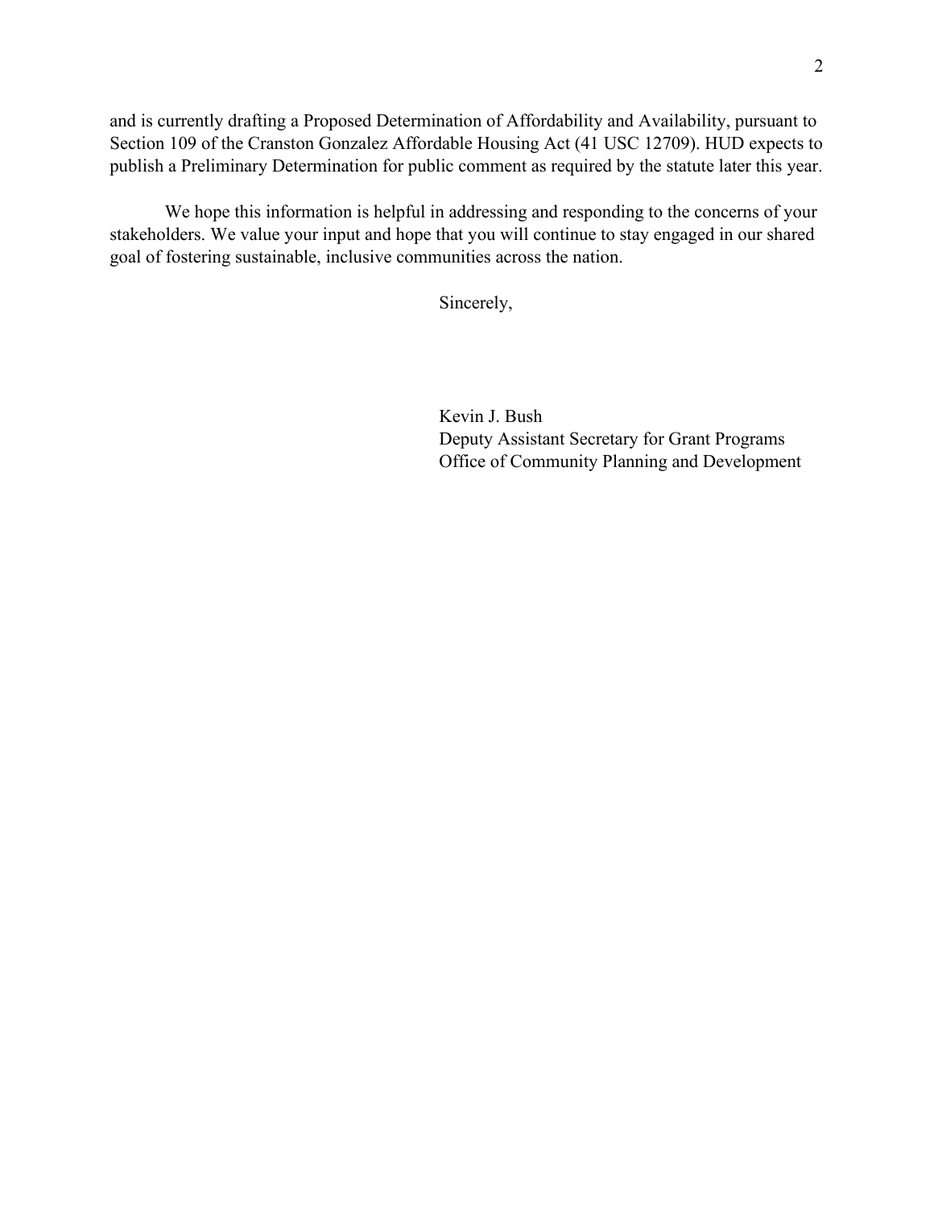and is currently drafting a Proposed Determination of Affordability and Availability, pursuant to Section 109 of the Cranston Gonzalez Affordable Housing Act (41 USC 12709). HUD expects to publish a Preliminary Determination for public comment as required by the statute later this year.

We hope this information is helpful in addressing and responding to the concerns of your stakeholders. We value your input and hope that you will continue to stay engaged in our shared goal of fostering sustainable, inclusive communities across the nation.

Sincerely,

Kevin J. Bush
Deputy Assistant Secretary for Grant Programs
Office of Community Planning and Development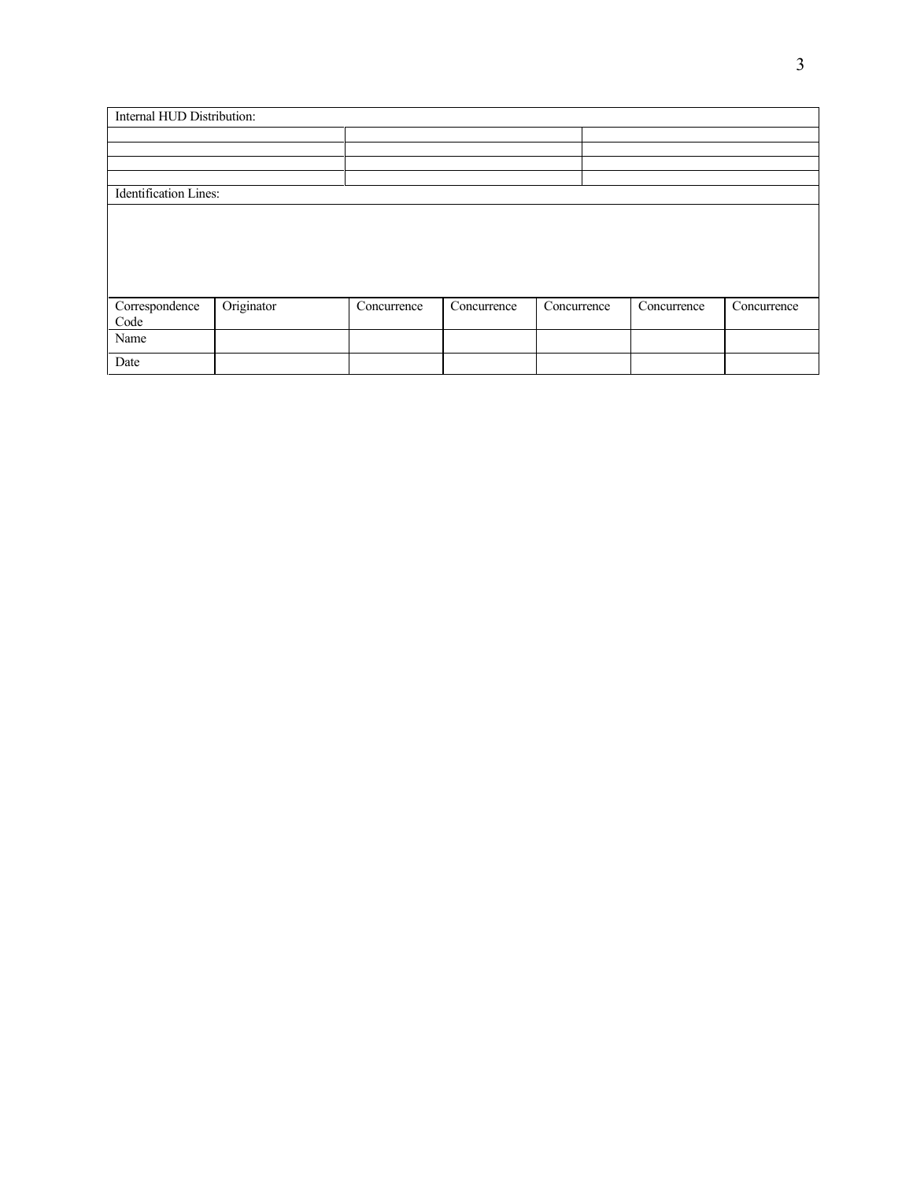| Internal HUD Distribution: | | |
|---|---|---|
| | | |
| | | |
| | | |
| | | |

Identification Lines:

| Correspondence Code | Originator | Concurrence | Concurrence | Concurrence | Concurrence | Concurrence |
|---|---|---|---|---|---|---|
| Name | | | | | | |
| Date | | | | | | |